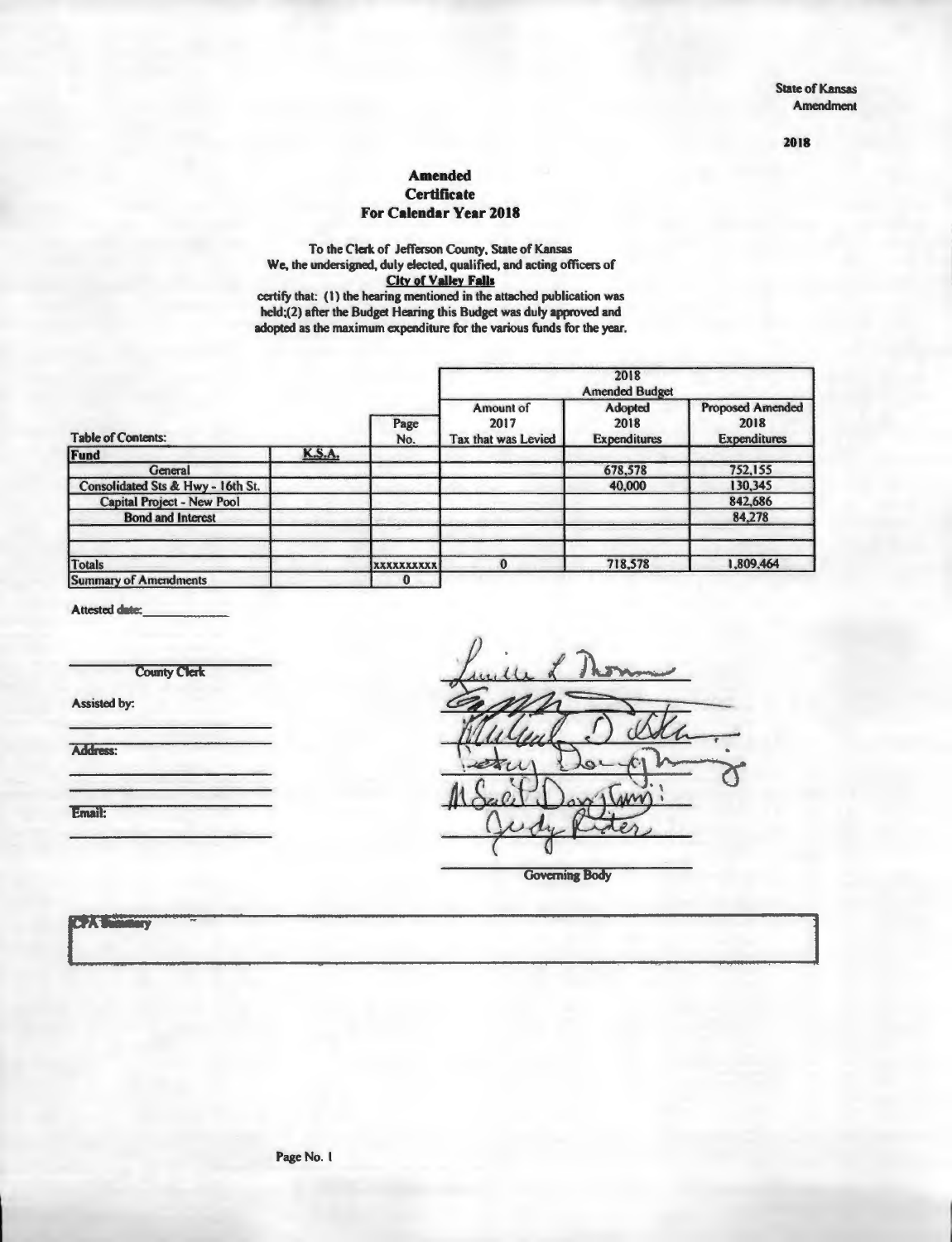State of Kansas
Amendment

2018

# Amended Certificate For Calendar Year 2018

To the Clerk of Jefferson County, State of Kansas
We, the undersigned, duly elected, qualified, and acting officers of
**City of Valley Falls**
certify that: (1) the hearing mentioned in the attached publication was held;(2) after the Budget Hearing this Budget was duly approved and adopted as the maximum expenditure for the various funds for the year.

| Table of Contents: | | Page No. | 2018 Amended Budget | | |
|---|---|---|---|---|---|
| | | | Amount of 2017 Tax that was Levied | Adopted 2018 Expenditures | Proposed Amended 2018 Expenditures |
| **Fund** | **K.S.A.** | | | | |
| General | | | | 678,578 | 752,155 |
| Consolidated Sts & Hwy - 16th St. | | | | 40,000 | 130,345 |
| Capital Project - New Pool | | | | | 842,686 |
| Bond and Interest | | | | | 84,278 |
| | | | | | |
| **Totals** | | xxxxxxxxxx | 0 | 718,578 | 1,809,464 |
| **Summary of Amendments** | | 0 | | | |

Attested date: ____________

______________________
County Clerk

Assisted by:

______________________

Address:

______________________

Email:

______________________

Governing Body

CPA Summary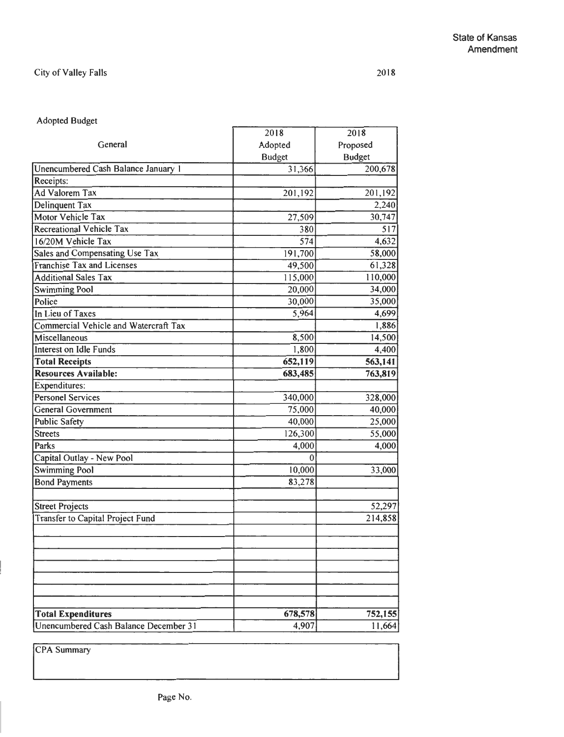State of Kansas
Amendment

City of Valley Falls 2018

Adopted Budget

| General | 2018 Adopted Budget | 2018 Proposed Budget |
|---|---|---|
| Unencumbered Cash Balance January 1 | 31,366 | 200,678 |
| Receipts: | | |
| Ad Valorem Tax | 201,192 | 201,192 |
| Delinquent Tax | | 2,240 |
| Motor Vehicle Tax | 27,509 | 30,747 |
| Recreational Vehicle Tax | 380 | 517 |
| 16/20M Vehicle Tax | 574 | 4,632 |
| Sales and Compensating Use Tax | 191,700 | 58,000 |
| Franchise Tax and Licenses | 49,500 | 61,328 |
| Additional Sales Tax | 115,000 | 110,000 |
| Swimming Pool | 20,000 | 34,000 |
| Police | 30,000 | 35,000 |
| In Lieu of Taxes | 5,964 | 4,699 |
| Commercial Vehicle and Watercraft Tax | | 1,886 |
| Miscellaneous | 8,500 | 14,500 |
| Interest on Idle Funds | 1,800 | 4,400 |
| **Total Receipts** | **652,119** | **563,141** |
| **Resources Available:** | **683,485** | **763,819** |
| Expenditures: | | |
| Personel Services | 340,000 | 328,000 |
| General Government | 75,000 | 40,000 |
| Public Safety | 40,000 | 25,000 |
| Streets | 126,300 | 55,000 |
| Parks | 4,000 | 4,000 |
| Capital Outlay - New Pool | 0 | |
| Swimming Pool | 10,000 | 33,000 |
| Bond Payments | 83,278 | |
| | | |
| Street Projects | | 52,297 |
| Transfer to Capital Project Fund | | 214,858 |
| | | |
| | | |
| | | |
| | | |
| | | |
| | | |
| | | |
| **Total Expenditures** | **678,578** | **752,155** |
| Unencumbered Cash Balance December 31 | 4,907 | 11,664 |

CPA Summary

Page No.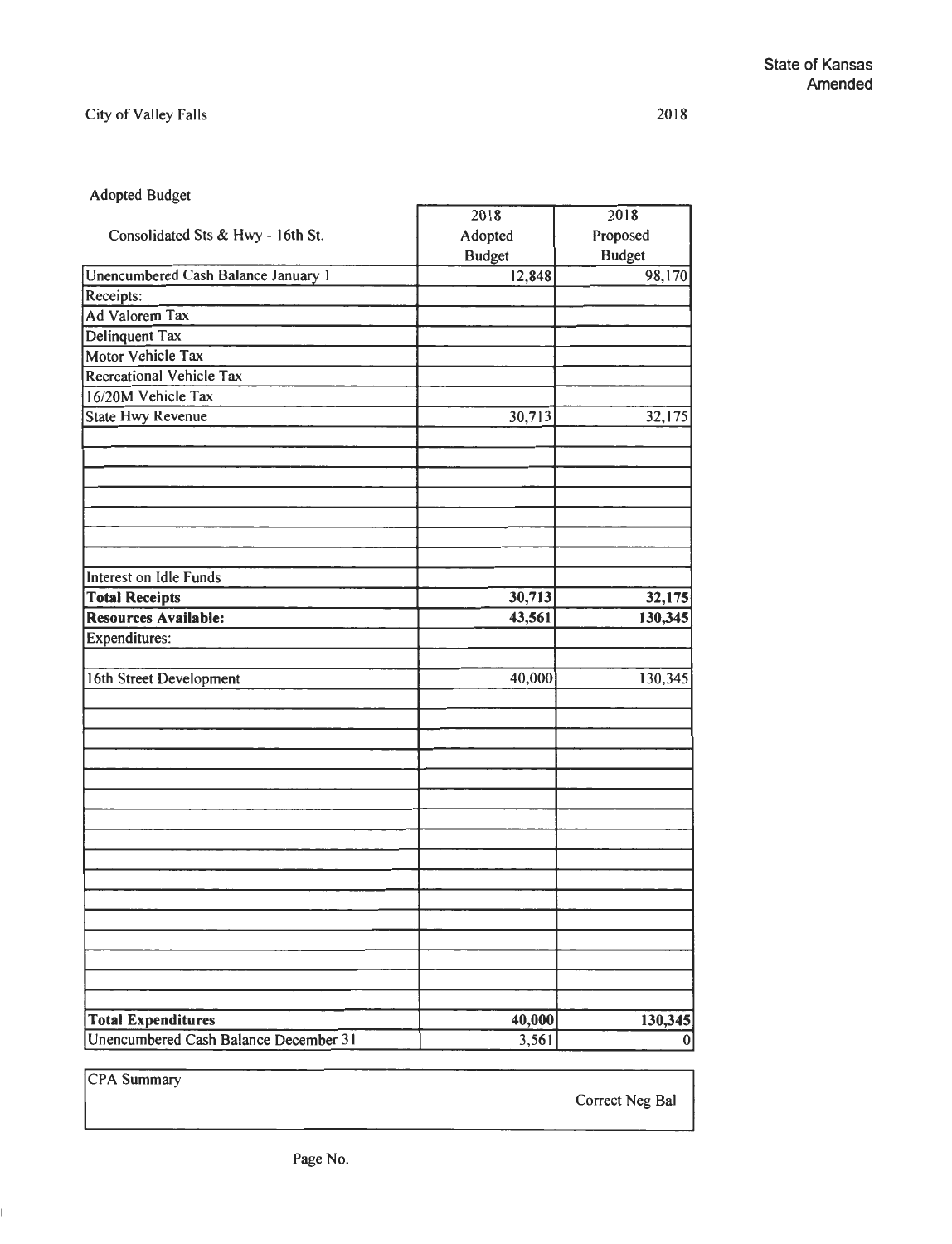State of Kansas
Amended

City of Valley Falls

2018

Adopted Budget

| Consolidated Sts & Hwy - 16th St. | 2018 Adopted Budget | 2018 Proposed Budget |
|---|---|---|
| Unencumbered Cash Balance January 1 | 12,848 | 98,170 |
| Receipts: | | |
| Ad Valorem Tax | | |
| Delinquent Tax | | |
| Motor Vehicle Tax | | |
| Recreational Vehicle Tax | | |
| 16/20M Vehicle Tax | | |
| State Hwy Revenue | 30,713 | 32,175 |
| Interest on Idle Funds | | |
| **Total Receipts** | **30,713** | **32,175** |
| **Resources Available:** | **43,561** | **130,345** |
| Expenditures: | | |
| 16th Street Development | 40,000 | 130,345 |
| **Total Expenditures** | **40,000** | **130,345** |
| Unencumbered Cash Balance December 31 | 3,561 | 0 |

| CPA Summary | |
|---|---|
| | Correct Neg Bal |

Page No.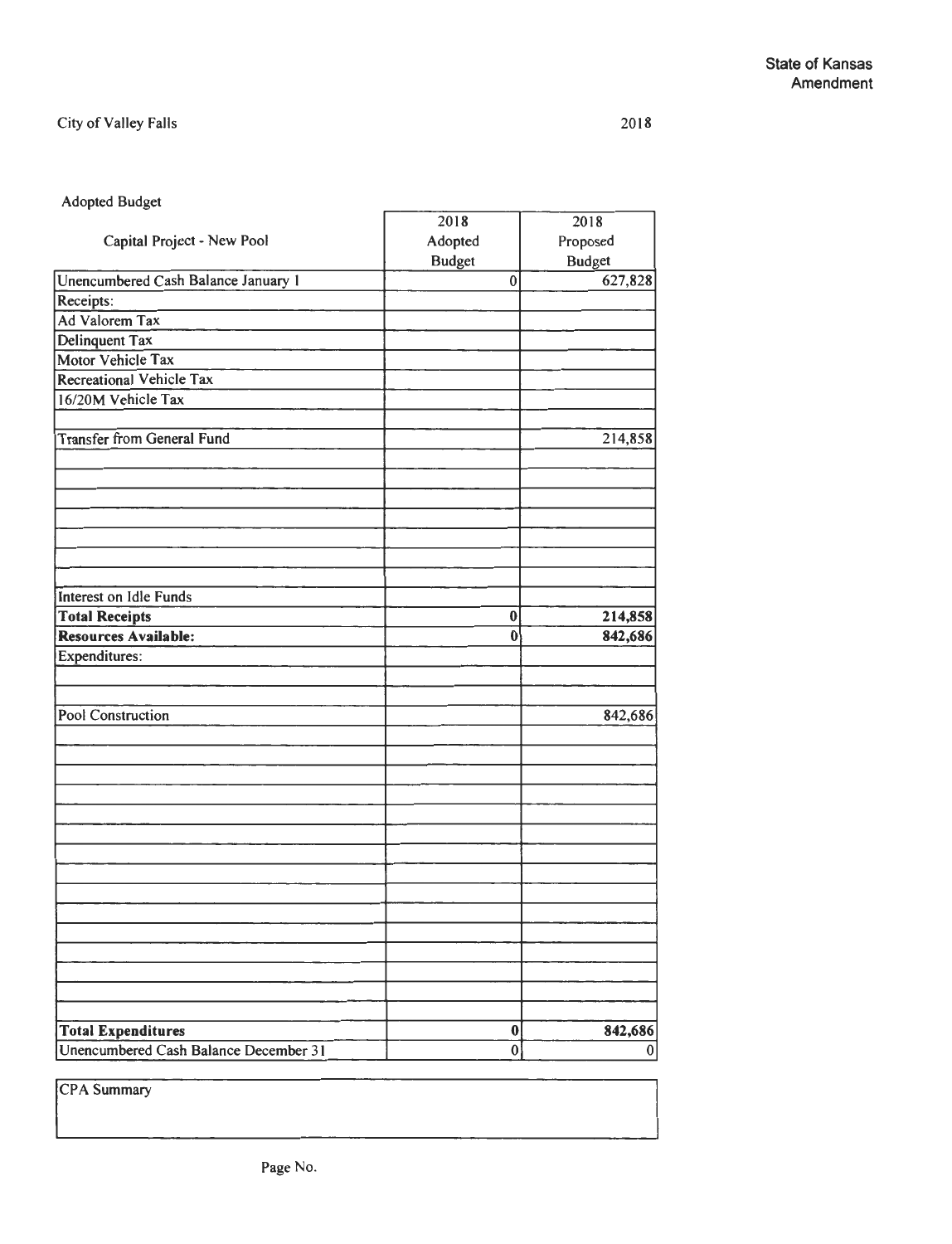State of Kansas
Amendment

City of Valley Falls

2018

Adopted Budget

| Capital Project - New Pool | 2018 Adopted Budget | 2018 Proposed Budget |
|---|---|---|
| Unencumbered Cash Balance January 1 | 0 | 627,828 |
| Receipts: | | |
| Ad Valorem Tax | | |
| Delinquent Tax | | |
| Motor Vehicle Tax | | |
| Recreational Vehicle Tax | | |
| 16/20M Vehicle Tax | | |
| | | |
| Transfer from General Fund | | 214,858 |
| | | |
| | | |
| | | |
| | | |
| | | |
| | | |
| | | |
| Interest on Idle Funds | | |
| **Total Receipts** | **0** | **214,858** |
| **Resources Available:** | **0** | **842,686** |
| Expenditures: | | |
| | | |
| | | |
| Pool Construction | | 842,686 |
| | | |
| | | |
| | | |
| | | |
| | | |
| | | |
| | | |
| | | |
| | | |
| | | |
| | | |
| | | |
| | | |
| | | |
| | | |
| **Total Expenditures** | **0** | **842,686** |
| Unencumbered Cash Balance December 31 | 0 | 0 |

CPA Summary

Page No.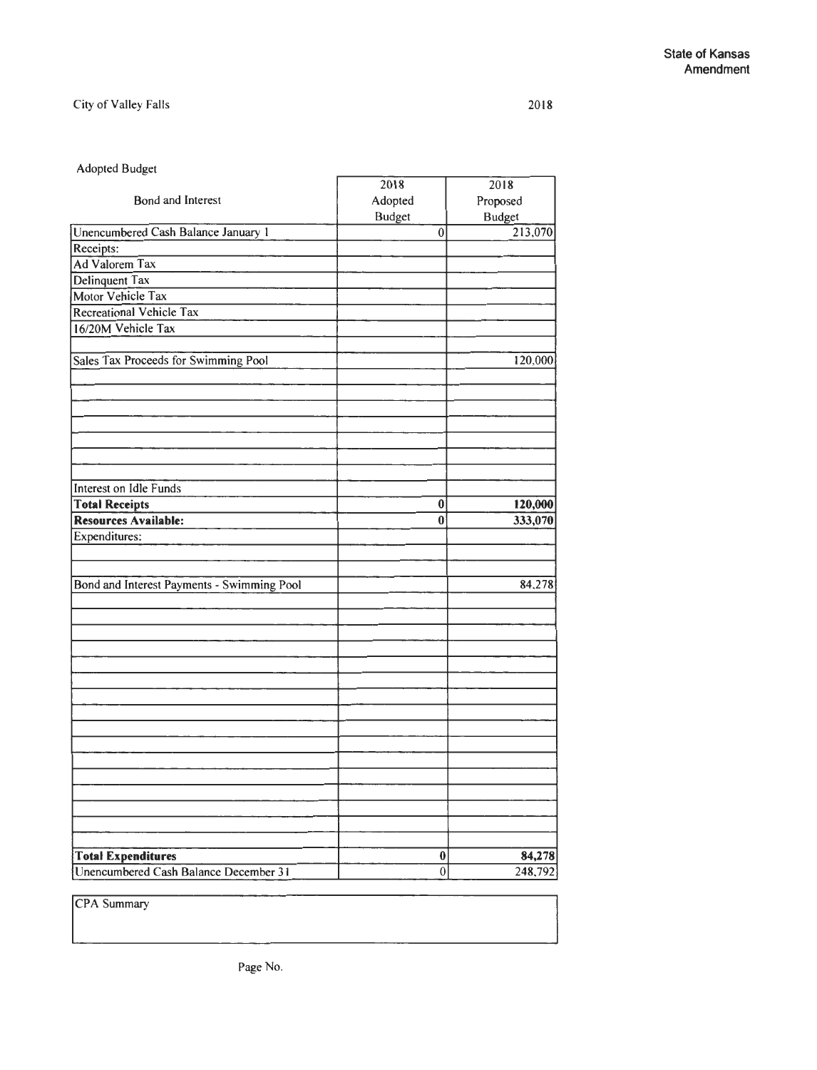State of Kansas
Amendment

City of Valley Falls

2018

Adopted Budget

| Bond and Interest | 2018 Adopted Budget | 2018 Proposed Budget |
|---|---|---|
| Unencumbered Cash Balance January 1 | 0 | 213,070 |
| Receipts: | | |
| Ad Valorem Tax | | |
| Delinquent Tax | | |
| Motor Vehicle Tax | | |
| Recreational Vehicle Tax | | |
| 16/20M Vehicle Tax | | |
| | | |
| Sales Tax Proceeds for Swimming Pool | | 120,000 |
| Interest on Idle Funds | | |
| **Total Receipts** | **0** | **120,000** |
| **Resources Available:** | **0** | **333,070** |
| Expenditures: | | |
| | | |
| | | |
| Bond and Interest Payments - Swimming Pool | | 84,278 |
| **Total Expenditures** | **0** | **84,278** |
| Unencumbered Cash Balance December 31 | 0 | 248,792 |

CPA Summary

Page No.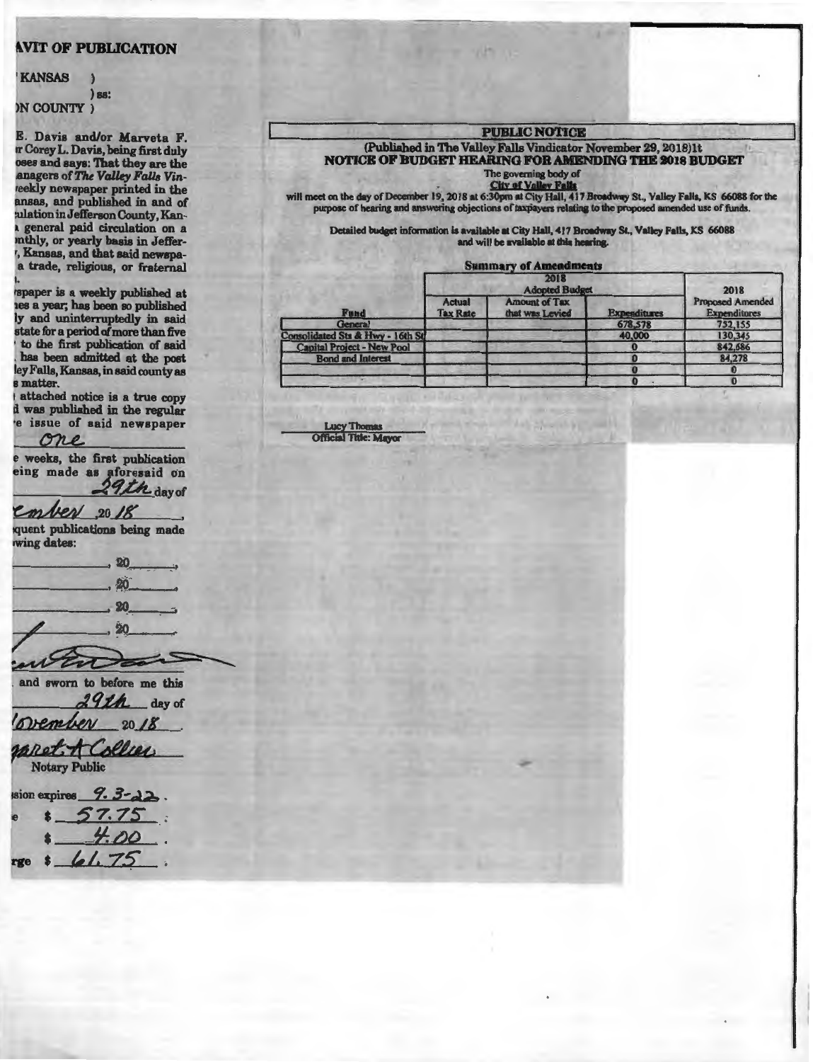## AVIT OF PUBLICATION

'KANSAS )
) ss:
)N COUNTY )

E. Davis and/or Marveta F.
r Corey L. Davis, being first duly
oses and says: That they are the
anagers of *The Valley Falls Vin-*
eekly newspaper printed in the
ansas, and published in and of
ulation in Jefferson County, Kan-
a general paid circulation on a
nthly, or yearly basis in Jeffer-
, Kansas, and that said newspa-
a trade, religious, or fraternal
.
spaper is a weekly published at
es a year; has been so published
ly and uninterruptedly in said
state for a period of more than five
to the first publication of said
has been admitted at the post
ley Falls, Kansas, in said county as
s matter.
attached notice is a true copy
d was published in the regular
e issue of said newspaper
One
e weeks, the first publication
eing made as aforesaid on
29th day of
ember 20 18
quent publications being made
wing dates:

______, 20____,
______, 20____,
______, 20____,
______, 20____.

and sworn to before me this
29th day of
ovember 20 18

aret A Collier
Notary Public

sion expires 9. 3-22.
e $ 57.75
$ 4.00
rge $ 61.75

## PUBLIC NOTICE

(Published in The Valley Falls Vindicator November 29, 2018)1t

### NOTICE OF BUDGET HEARING FOR AMENDING THE 2018 BUDGET

The governing body of
City of Valley Falls
will meet on the day of December 19, 2018 at 6:30pm at City Hall, 417 Broadway St., Valley Falls, KS 66088 for the purpose of hearing and answering objections of taxpayers relating to the proposed amended use of funds.

Detailed budget information is available at City Hall, 417 Broadway St., Valley Falls, KS 66088 and will be available at this hearing.

**Summary of Amendments**

| | 2018 Adopted Budget | | | 2018 |
|---|---|---|---|---|
| Fund | Actual Tax Rate | Amount of Tax that was Levied | Expenditures | Proposed Amended Expenditures |
| General | | | 678,578 | 752,155 |
| Consolidated Sts & Hwy - 16th St | | | 40,000 | 130,345 |
| Capital Project - New Pool | | | 0 | 842,686 |
| Bond and Interest | | | 0 | 84,278 |
| | | | 0 | 0 |
| | | | 0 | 0 |

Lucy Thomas
Official Title: Mayor